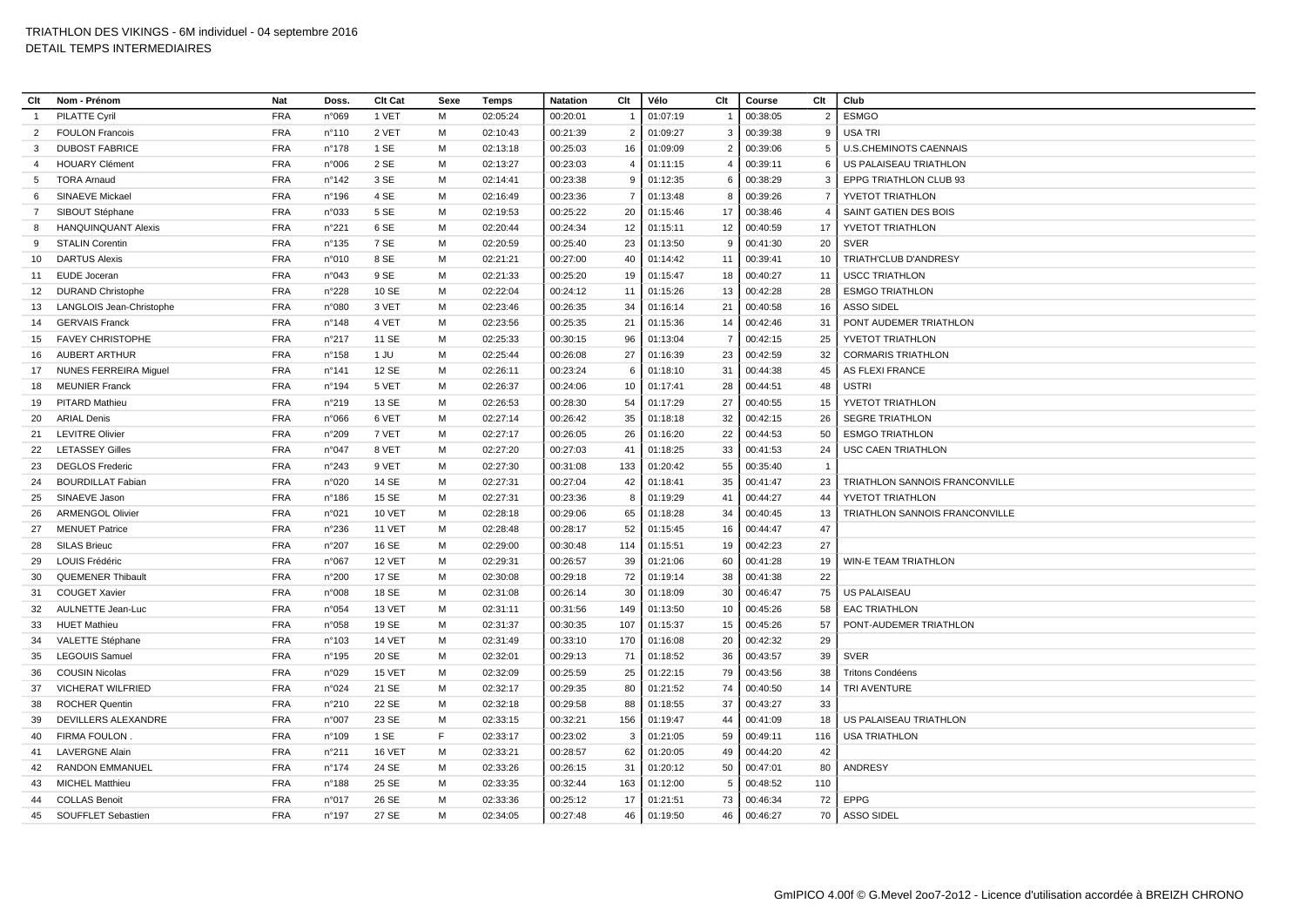TRIATHLON DES VIKINGS - 6M individuel - 04 septembre 2016
DETAIL TEMPS INTERMEDIAIRES

| Clt | Nom - Prénom | Nat | Doss. | Clt Cat | Sexe | Temps | Natation | Clt | Vélo | Clt | Course | Clt | Club |
|---|---|---|---|---|---|---|---|---|---|---|---|---|---|
| 1 | PILATTE Cyril | FRA | n°069 | 1 VET | M | 02:05:24 | 00:20:01 | 1 | 01:07:19 | 1 | 00:38:05 | 2 | ESMGO |
| 2 | FOULON Francois | FRA | n°110 | 2 VET | M | 02:10:43 | 00:21:39 | 2 | 01:09:27 | 3 | 00:39:38 | 9 | USA TRI |
| 3 | DUBOST FABRICE | FRA | n°178 | 1 SE | M | 02:13:18 | 00:25:03 | 16 | 01:09:09 | 2 | 00:39:06 | 5 | U.S.CHEMINOTS CAENNAIS |
| 4 | HOUARY Clément | FRA | n°006 | 2 SE | M | 02:13:27 | 00:23:03 | 4 | 01:11:15 | 4 | 00:39:11 | 6 | US PALAISEAU TRIATHLON |
| 5 | TORA Arnaud | FRA | n°142 | 3 SE | M | 02:14:41 | 00:23:38 | 9 | 01:12:35 | 6 | 00:38:29 | 3 | EPPG TRIATHLON CLUB 93 |
| 6 | SINAEVE Mickael | FRA | n°196 | 4 SE | M | 02:16:49 | 00:23:36 | 7 | 01:13:48 | 8 | 00:39:26 | 7 | YVETOT TRIATHLON |
| 7 | SIBOUT Stéphane | FRA | n°033 | 5 SE | M | 02:19:53 | 00:25:22 | 20 | 01:15:46 | 17 | 00:38:46 | 4 | SAINT GATIEN DES BOIS |
| 8 | HANQUINQUANT Alexis | FRA | n°221 | 6 SE | M | 02:20:44 | 00:24:34 | 12 | 01:15:11 | 12 | 00:40:59 | 17 | YVETOT TRIATHLON |
| 9 | STALIN Corentin | FRA | n°135 | 7 SE | M | 02:20:59 | 00:25:40 | 23 | 01:13:50 | 9 | 00:41:30 | 20 | SVER |
| 10 | DARTUS Alexis | FRA | n°010 | 8 SE | M | 02:21:21 | 00:27:00 | 40 | 01:14:42 | 11 | 00:39:41 | 10 | TRIATH'CLUB D'ANDRESY |
| 11 | EUDE Joceran | FRA | n°043 | 9 SE | M | 02:21:33 | 00:25:20 | 19 | 01:15:47 | 18 | 00:40:27 | 11 | USCC TRIATHLON |
| 12 | DURAND Christophe | FRA | n°228 | 10 SE | M | 02:22:04 | 00:24:12 | 11 | 01:15:26 | 13 | 00:42:28 | 28 | ESMGO TRIATHLON |
| 13 | LANGLOIS Jean-Christophe | FRA | n°080 | 3 VET | M | 02:23:46 | 00:26:35 | 34 | 01:16:14 | 21 | 00:40:58 | 16 | ASSO SIDEL |
| 14 | GERVAIS Franck | FRA | n°148 | 4 VET | M | 02:23:56 | 00:25:35 | 21 | 01:15:36 | 14 | 00:42:46 | 31 | PONT AUDEMER TRIATHLON |
| 15 | FAVEY CHRISTOPHE | FRA | n°217 | 11 SE | M | 02:25:33 | 00:30:15 | 96 | 01:13:04 | 7 | 00:42:15 | 25 | YVETOT TRIATHLON |
| 16 | AUBERT ARTHUR | FRA | n°158 | 1 JU | M | 02:25:44 | 00:26:08 | 27 | 01:16:39 | 23 | 00:42:59 | 32 | CORMARIS TRIATHLON |
| 17 | NUNES FERREIRA Miguel | FRA | n°141 | 12 SE | M | 02:26:11 | 00:23:24 | 6 | 01:18:10 | 31 | 00:44:38 | 45 | AS FLEXI FRANCE |
| 18 | MEUNIER Franck | FRA | n°194 | 5 VET | M | 02:26:37 | 00:24:06 | 10 | 01:17:41 | 28 | 00:44:51 | 48 | USTRI |
| 19 | PITARD Mathieu | FRA | n°219 | 13 SE | M | 02:26:53 | 00:28:30 | 54 | 01:17:29 | 27 | 00:40:55 | 15 | YVETOT TRIATHLON |
| 20 | ARIAL Denis | FRA | n°066 | 6 VET | M | 02:27:14 | 00:26:42 | 35 | 01:18:18 | 32 | 00:42:15 | 26 | SEGRE TRIATHLON |
| 21 | LEVITRE Olivier | FRA | n°209 | 7 VET | M | 02:27:17 | 00:26:05 | 26 | 01:16:20 | 22 | 00:44:53 | 50 | ESMGO TRIATHLON |
| 22 | LETASSEY Gilles | FRA | n°047 | 8 VET | M | 02:27:20 | 00:27:03 | 41 | 01:18:25 | 33 | 00:41:53 | 24 | USC CAEN TRIATHLON |
| 23 | DEGLOS Frederic | FRA | n°243 | 9 VET | M | 02:27:30 | 00:31:08 | 133 | 01:20:42 | 55 | 00:35:40 | 1 | |
| 24 | BOURDILLAT Fabian | FRA | n°020 | 14 SE | M | 02:27:31 | 00:27:04 | 42 | 01:18:41 | 35 | 00:41:47 | 23 | TRIATHLON SANNOIS FRANCONVILLE |
| 25 | SINAEVE Jason | FRA | n°186 | 15 SE | M | 02:27:31 | 00:23:36 | 8 | 01:19:29 | 41 | 00:44:27 | 44 | YVETOT TRIATHLON |
| 26 | ARMENGOL Olivier | FRA | n°021 | 10 VET | M | 02:28:18 | 00:29:06 | 65 | 01:18:28 | 34 | 00:40:45 | 13 | TRIATHLON SANNOIS FRANCONVILLE |
| 27 | MENUET Patrice | FRA | n°236 | 11 VET | M | 02:28:48 | 00:28:17 | 52 | 01:15:45 | 16 | 00:44:47 | 47 | |
| 28 | SILAS Brieuc | FRA | n°207 | 16 SE | M | 02:29:00 | 00:30:48 | 114 | 01:15:51 | 19 | 00:42:23 | 27 | |
| 29 | LOUIS Frédéric | FRA | n°067 | 12 VET | M | 02:29:31 | 00:26:57 | 39 | 01:21:06 | 60 | 00:41:28 | 19 | WIN-E TEAM TRIATHLON |
| 30 | QUEMENER Thibault | FRA | n°200 | 17 SE | M | 02:30:08 | 00:29:18 | 72 | 01:19:14 | 38 | 00:41:38 | 22 | |
| 31 | COUGET Xavier | FRA | n°008 | 18 SE | M | 02:31:08 | 00:26:14 | 30 | 01:18:09 | 30 | 00:46:47 | 75 | US PALAISEAU |
| 32 | AULNETTE Jean-Luc | FRA | n°054 | 13 VET | M | 02:31:11 | 00:31:56 | 149 | 01:13:50 | 10 | 00:45:26 | 58 | EAC TRIATHLON |
| 33 | HUET Mathieu | FRA | n°058 | 19 SE | M | 02:31:37 | 00:30:35 | 107 | 01:15:37 | 15 | 00:45:26 | 57 | PONT-AUDEMER TRIATHLON |
| 34 | VALETTE Stéphane | FRA | n°103 | 14 VET | M | 02:31:49 | 00:33:10 | 170 | 01:16:08 | 20 | 00:42:32 | 29 | |
| 35 | LEGOUIS Samuel | FRA | n°195 | 20 SE | M | 02:32:01 | 00:29:13 | 71 | 01:18:52 | 36 | 00:43:57 | 39 | SVER |
| 36 | COUSIN Nicolas | FRA | n°029 | 15 VET | M | 02:32:09 | 00:25:59 | 25 | 01:22:15 | 79 | 00:43:56 | 38 | Tritons Condéens |
| 37 | VICHERAT WILFRIED | FRA | n°024 | 21 SE | M | 02:32:17 | 00:29:35 | 80 | 01:21:52 | 74 | 00:40:50 | 14 | TRI AVENTURE |
| 38 | ROCHER Quentin | FRA | n°210 | 22 SE | M | 02:32:18 | 00:29:58 | 88 | 01:18:55 | 37 | 00:43:27 | 33 | |
| 39 | DEVILLERS ALEXANDRE | FRA | n°007 | 23 SE | M | 02:33:15 | 00:32:21 | 156 | 01:19:47 | 44 | 00:41:09 | 18 | US PALAISEAU TRIATHLON |
| 40 | FIRMA FOULON . | FRA | n°109 | 1 SE | F | 02:33:17 | 00:23:02 | 3 | 01:21:05 | 59 | 00:49:11 | 116 | USA TRIATHLON |
| 41 | LAVERGNE Alain | FRA | n°211 | 16 VET | M | 02:33:21 | 00:28:57 | 62 | 01:20:05 | 49 | 00:44:20 | 42 | |
| 42 | RANDON EMMANUEL | FRA | n°174 | 24 SE | M | 02:33:26 | 00:26:15 | 31 | 01:20:12 | 50 | 00:47:01 | 80 | ANDRESY |
| 43 | MICHEL Matthieu | FRA | n°188 | 25 SE | M | 02:33:35 | 00:32:44 | 163 | 01:12:00 | 5 | 00:48:52 | 110 | |
| 44 | COLLAS Benoit | FRA | n°017 | 26 SE | M | 02:33:36 | 00:25:12 | 17 | 01:21:51 | 73 | 00:46:34 | 72 | EPPG |
| 45 | SOUFFLET Sebastien | FRA | n°197 | 27 SE | M | 02:34:05 | 00:27:48 | 46 | 01:19:50 | 46 | 00:46:27 | 70 | ASSO SIDEL |

GmIPICO 4.00f © G.Mevel 2oo7-2o12 - Licence d'utilisation accordée à BREIZH CHRONO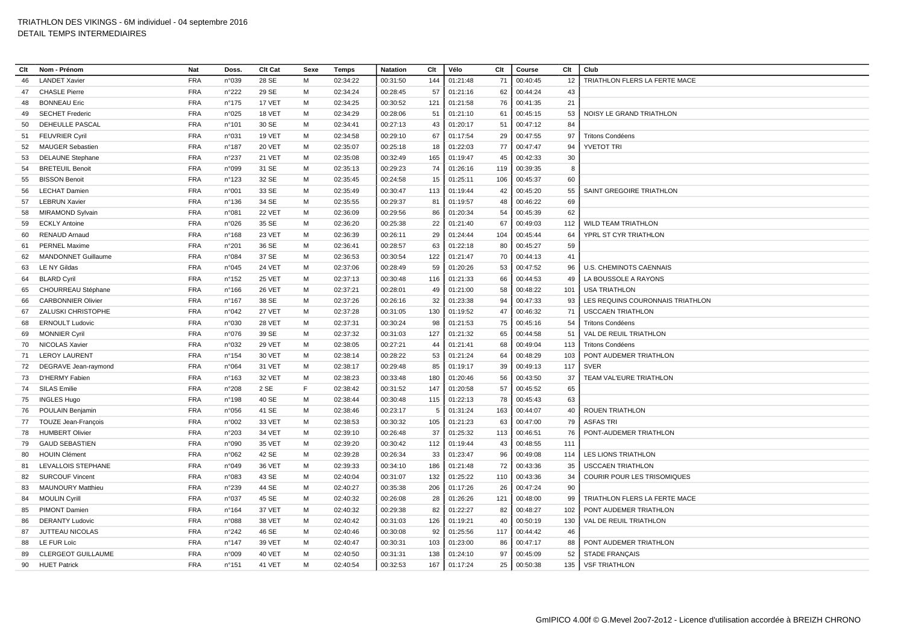# TRIATHLON DES VIKINGS - 6M individuel - 04 septembre 2016

DETAIL TEMPS INTERMEDIAIRES

| Clt | Nom - Prénom | Nat | Doss. | Clt Cat | Sexe | Temps | Natation | Clt | Vélo | Clt | Course | Clt | Club |
|---|---|---|---|---|---|---|---|---|---|---|---|---|---|
| 46 | LANDET Xavier | FRA | n°039 | 28 SE | M | 02:34:22 | 00:31:50 | 144 | 01:21:48 | 71 | 00:40:45 | 12 | TRIATHLON FLERS LA FERTE MACE |
| 47 | CHASLE Pierre | FRA | n°222 | 29 SE | M | 02:34:24 | 00:28:45 | 57 | 01:21:16 | 62 | 00:44:24 | 43 | |
| 48 | BONNEAU Eric | FRA | n°175 | 17 VET | M | 02:34:25 | 00:30:52 | 121 | 01:21:58 | 76 | 00:41:35 | 21 | |
| 49 | SECHET Frederic | FRA | n°025 | 18 VET | M | 02:34:29 | 00:28:06 | 51 | 01:21:10 | 61 | 00:45:15 | 53 | NOISY LE GRAND TRIATHLON |
| 50 | DEHEULLE PASCAL | FRA | n°101 | 30 SE | M | 02:34:41 | 00:27:13 | 43 | 01:20:17 | 51 | 00:47:12 | 84 | |
| 51 | FEUVRIER Cyril | FRA | n°031 | 19 VET | M | 02:34:58 | 00:29:10 | 67 | 01:17:54 | 29 | 00:47:55 | 97 | Tritons Condéens |
| 52 | MAUGER Sebastien | FRA | n°187 | 20 VET | M | 02:35:07 | 00:25:18 | 18 | 01:22:03 | 77 | 00:47:47 | 94 | YVETOT TRI |
| 53 | DELAUNE Stephane | FRA | n°237 | 21 VET | M | 02:35:08 | 00:32:49 | 165 | 01:19:47 | 45 | 00:42:33 | 30 | |
| 54 | BRETEUIL Benoit | FRA | n°099 | 31 SE | M | 02:35:13 | 00:29:23 | 74 | 01:26:16 | 119 | 00:39:35 | 8 | |
| 55 | BISSON Benoit | FRA | n°123 | 32 SE | M | 02:35:45 | 00:24:58 | 15 | 01:25:11 | 106 | 00:45:37 | 60 | |
| 56 | LECHAT Damien | FRA | n°001 | 33 SE | M | 02:35:49 | 00:30:47 | 113 | 01:19:44 | 42 | 00:45:20 | 55 | SAINT GREGOIRE TRIATHLON |
| 57 | LEBRUN Xavier | FRA | n°136 | 34 SE | M | 02:35:55 | 00:29:37 | 81 | 01:19:57 | 48 | 00:46:22 | 69 | |
| 58 | MIRAMOND Sylvain | FRA | n°081 | 22 VET | M | 02:36:09 | 00:29:56 | 86 | 01:20:34 | 54 | 00:45:39 | 62 | |
| 59 | ECKLY Antoine | FRA | n°026 | 35 SE | M | 02:36:20 | 00:25:38 | 22 | 01:21:40 | 67 | 00:49:03 | 112 | WILD TEAM TRIATHLON |
| 60 | RENAUD Arnaud | FRA | n°168 | 23 VET | M | 02:36:39 | 00:26:11 | 29 | 01:24:44 | 104 | 00:45:44 | 64 | YPRL ST CYR TRIATHLON |
| 61 | PERNEL Maxime | FRA | n°201 | 36 SE | M | 02:36:41 | 00:28:57 | 63 | 01:22:18 | 80 | 00:45:27 | 59 | |
| 62 | MANDONNET Guillaume | FRA | n°084 | 37 SE | M | 02:36:53 | 00:30:54 | 122 | 01:21:47 | 70 | 00:44:13 | 41 | |
| 63 | LE NY Gildas | FRA | n°045 | 24 VET | M | 02:37:06 | 00:28:49 | 59 | 01:20:26 | 53 | 00:47:52 | 96 | U.S. CHEMINOTS CAENNAIS |
| 64 | BLARD Cyril | FRA | n°152 | 25 VET | M | 02:37:13 | 00:30:48 | 116 | 01:21:33 | 66 | 00:44:53 | 49 | LA BOUSSOLE A RAYONS |
| 65 | CHOURREAU Stéphane | FRA | n°166 | 26 VET | M | 02:37:21 | 00:28:01 | 49 | 01:21:00 | 58 | 00:48:22 | 101 | USA TRIATHLON |
| 66 | CARBONNIER Olivier | FRA | n°167 | 38 SE | M | 02:37:26 | 00:26:16 | 32 | 01:23:38 | 94 | 00:47:33 | 93 | LES REQUINS COURONNAIS TRIATHLON |
| 67 | ZALUSKI CHRISTOPHE | FRA | n°042 | 27 VET | M | 02:37:28 | 00:31:05 | 130 | 01:19:52 | 47 | 00:46:32 | 71 | USCCAEN TRIATHLON |
| 68 | ERNOULT Ludovic | FRA | n°030 | 28 VET | M | 02:37:31 | 00:30:24 | 98 | 01:21:53 | 75 | 00:45:16 | 54 | Tritons Condéens |
| 69 | MONNIER Cyril | FRA | n°076 | 39 SE | M | 02:37:32 | 00:31:03 | 127 | 01:21:32 | 65 | 00:44:58 | 51 | VAL DE REUIL TRIATHLON |
| 70 | NICOLAS Xavier | FRA | n°032 | 29 VET | M | 02:38:05 | 00:27:21 | 44 | 01:21:41 | 68 | 00:49:04 | 113 | Tritons Condéens |
| 71 | LEROY LAURENT | FRA | n°154 | 30 VET | M | 02:38:14 | 00:28:22 | 53 | 01:21:24 | 64 | 00:48:29 | 103 | PONT AUDEMER TRIATHLON |
| 72 | DEGRAVE Jean-raymond | FRA | n°064 | 31 VET | M | 02:38:17 | 00:29:48 | 85 | 01:19:17 | 39 | 00:49:13 | 117 | SVER |
| 73 | D'HERMY Fabien | FRA | n°163 | 32 VET | M | 02:38:23 | 00:33:48 | 180 | 01:20:46 | 56 | 00:43:50 | 37 | TEAM VAL'EURE TRIATHLON |
| 74 | SILAS Emilie | FRA | n°208 | 2 SE | F | 02:38:42 | 00:31:52 | 147 | 01:20:58 | 57 | 00:45:52 | 65 | |
| 75 | INGLES Hugo | FRA | n°198 | 40 SE | M | 02:38:44 | 00:30:48 | 115 | 01:22:13 | 78 | 00:45:43 | 63 | |
| 76 | POULAIN Benjamin | FRA | n°056 | 41 SE | M | 02:38:46 | 00:23:17 | 5 | 01:31:24 | 163 | 00:44:07 | 40 | ROUEN TRIATHLON |
| 77 | TOUZE Jean-François | FRA | n°002 | 33 VET | M | 02:38:53 | 00:30:32 | 105 | 01:21:23 | 63 | 00:47:00 | 79 | ASFAS TRI |
| 78 | HUMBERT Olivier | FRA | n°203 | 34 VET | M | 02:39:10 | 00:26:48 | 37 | 01:25:32 | 113 | 00:46:51 | 76 | PONT-AUDEMER TRIATHLON |
| 79 | GAUD SEBASTIEN | FRA | n°090 | 35 VET | M | 02:39:20 | 00:30:42 | 112 | 01:19:44 | 43 | 00:48:55 | 111 | |
| 80 | HOUIN Clément | FRA | n°062 | 42 SE | M | 02:39:28 | 00:26:34 | 33 | 01:23:47 | 96 | 00:49:08 | 114 | LES LIONS TRIATHLON |
| 81 | LEVALLOIS STEPHANE | FRA | n°049 | 36 VET | M | 02:39:33 | 00:34:10 | 186 | 01:21:48 | 72 | 00:43:36 | 35 | USCCAEN TRIATHLON |
| 82 | SURCOUF Vincent | FRA | n°083 | 43 SE | M | 02:40:04 | 00:31:07 | 132 | 01:25:22 | 110 | 00:43:36 | 34 | COURIR POUR LES TRISOMIQUES |
| 83 | MAUNOURY Matthieu | FRA | n°239 | 44 SE | M | 02:40:27 | 00:35:38 | 206 | 01:17:26 | 26 | 00:47:24 | 90 | |
| 84 | MOULIN Cyrill | FRA | n°037 | 45 SE | M | 02:40:32 | 00:26:08 | 28 | 01:26:26 | 121 | 00:48:00 | 99 | TRIATHLON FLERS LA FERTE MACE |
| 85 | PIMONT Damien | FRA | n°164 | 37 VET | M | 02:40:32 | 00:29:38 | 82 | 01:22:27 | 82 | 00:48:27 | 102 | PONT AUDEMER TRIATHLON |
| 86 | DERANTY Ludovic | FRA | n°088 | 38 VET | M | 02:40:42 | 00:31:03 | 126 | 01:19:21 | 40 | 00:50:19 | 130 | VAL DE REUIL TRIATHLON |
| 87 | JUTTEAU NICOLAS | FRA | n°242 | 46 SE | M | 02:40:46 | 00:30:08 | 92 | 01:25:56 | 117 | 00:44:42 | 46 | |
| 88 | LE FUR Loïc | FRA | n°147 | 39 VET | M | 02:40:47 | 00:30:31 | 103 | 01:23:00 | 86 | 00:47:17 | 88 | PONT AUDEMER TRIATHLON |
| 89 | CLERGEOT GUILLAUME | FRA | n°009 | 40 VET | M | 02:40:50 | 00:31:31 | 138 | 01:24:10 | 97 | 00:45:09 | 52 | STADE FRANÇAIS |
| 90 | HUET Patrick | FRA | n°151 | 41 VET | M | 02:40:54 | 00:32:53 | 167 | 01:17:24 | 25 | 00:50:38 | 135 | VSF TRIATHLON |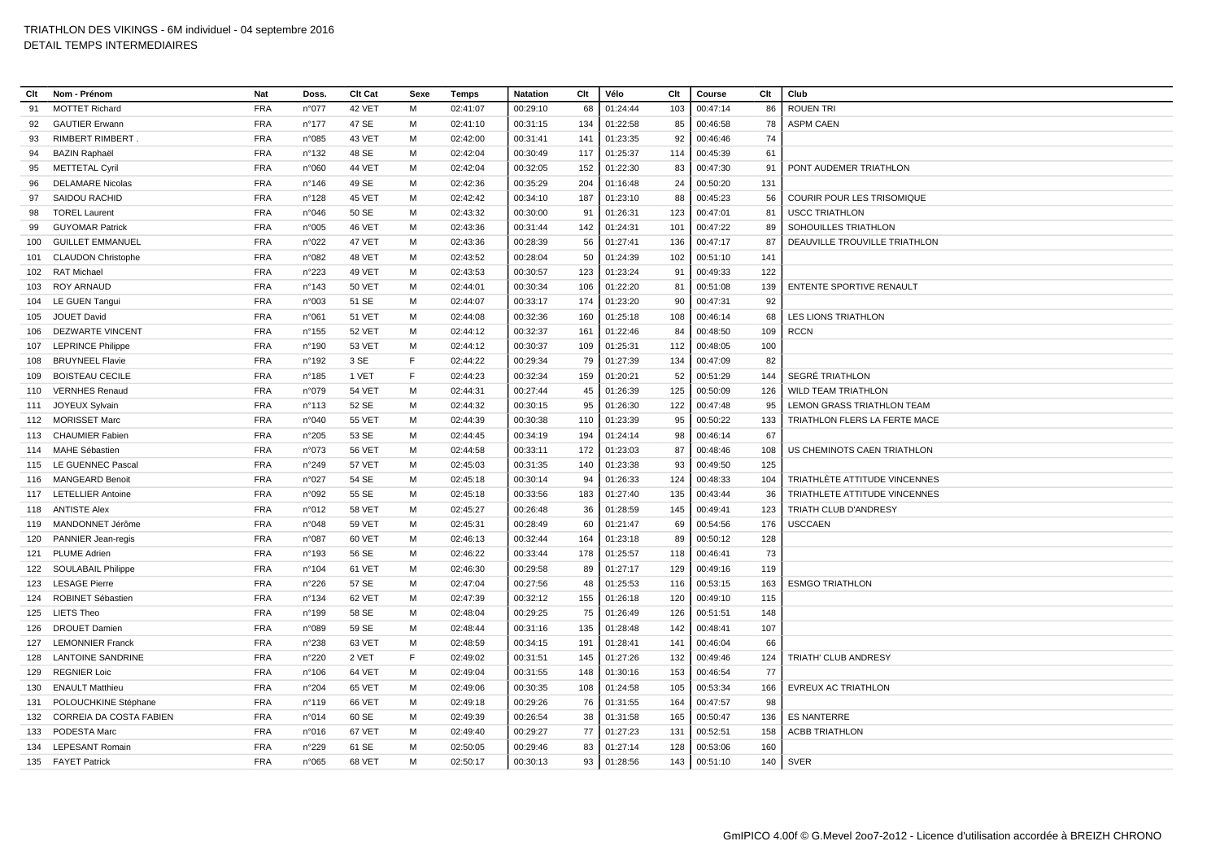# TRIATHLON DES VIKINGS - 6M individuel - 04 septembre 2016

DETAIL TEMPS INTERMEDIAIRES

| Clt | Nom - Prénom | Nat | Doss. | Clt Cat | Sexe | Temps | Natation | Clt | Vélo | Clt | Course | Clt | Club |
|---|---|---|---|---|---|---|---|---|---|---|---|---|---|
| 91 | MOTTET Richard | FRA | n°077 | 42 VET | M | 02:41:07 | 00:29:10 | 68 | 01:24:44 | 103 | 00:47:14 | 86 | ROUEN TRI |
| 92 | GAUTIER Erwann | FRA | n°177 | 47 SE | M | 02:41:10 | 00:31:15 | 134 | 01:22:58 | 85 | 00:46:58 | 78 | ASPM CAEN |
| 93 | RIMBERT RIMBERT . | FRA | n°085 | 43 VET | M | 02:42:00 | 00:31:41 | 141 | 01:23:35 | 92 | 00:46:46 | 74 | |
| 94 | BAZIN Raphaël | FRA | n°132 | 48 SE | M | 02:42:04 | 00:30:49 | 117 | 01:25:37 | 114 | 00:45:39 | 61 | |
| 95 | METTETAL Cyril | FRA | n°060 | 44 VET | M | 02:42:04 | 00:32:05 | 152 | 01:22:30 | 83 | 00:47:30 | 91 | PONT AUDEMER TRIATHLON |
| 96 | DELAMARE Nicolas | FRA | n°146 | 49 SE | M | 02:42:36 | 00:35:29 | 204 | 01:16:48 | 24 | 00:50:20 | 131 | |
| 97 | SAIDOU RACHID | FRA | n°128 | 45 VET | M | 02:42:42 | 00:34:10 | 187 | 01:23:10 | 88 | 00:45:23 | 56 | COURIR POUR LES TRISOMIQUE |
| 98 | TOREL Laurent | FRA | n°046 | 50 SE | M | 02:43:32 | 00:30:00 | 91 | 01:26:31 | 123 | 00:47:01 | 81 | USCC TRIATHLON |
| 99 | GUYOMAR Patrick | FRA | n°005 | 46 VET | M | 02:43:36 | 00:31:44 | 142 | 01:24:31 | 101 | 00:47:22 | 89 | SOHOUILLES TRIATHLON |
| 100 | GUILLET EMMANUEL | FRA | n°022 | 47 VET | M | 02:43:36 | 00:28:39 | 56 | 01:27:41 | 136 | 00:47:17 | 87 | DEAUVILLE TROUVILLE TRIATHLON |
| 101 | CLAUDON Christophe | FRA | n°082 | 48 VET | M | 02:43:52 | 00:28:04 | 50 | 01:24:39 | 102 | 00:51:10 | 141 | |
| 102 | RAT Michael | FRA | n°223 | 49 VET | M | 02:43:53 | 00:30:57 | 123 | 01:23:24 | 91 | 00:49:33 | 122 | |
| 103 | ROY ARNAUD | FRA | n°143 | 50 VET | M | 02:44:01 | 00:30:34 | 106 | 01:22:20 | 81 | 00:51:08 | 139 | ENTENTE SPORTIVE RENAULT |
| 104 | LE GUEN Tangui | FRA | n°003 | 51 SE | M | 02:44:07 | 00:33:17 | 174 | 01:23:20 | 90 | 00:47:31 | 92 | |
| 105 | JOUET David | FRA | n°061 | 51 VET | M | 02:44:08 | 00:32:36 | 160 | 01:25:18 | 108 | 00:46:14 | 68 | LES LIONS TRIATHLON |
| 106 | DEZWARTE VINCENT | FRA | n°155 | 52 VET | M | 02:44:12 | 00:32:37 | 161 | 01:22:46 | 84 | 00:48:50 | 109 | RCCN |
| 107 | LEPRINCE Philippe | FRA | n°190 | 53 VET | M | 02:44:12 | 00:30:37 | 109 | 01:25:31 | 112 | 00:48:05 | 100 | |
| 108 | BRUYNEEL Flavie | FRA | n°192 | 3 SE | F | 02:44:22 | 00:29:34 | 79 | 01:27:39 | 134 | 00:47:09 | 82 | |
| 109 | BOISTEAU CECILE | FRA | n°185 | 1 VET | F | 02:44:23 | 00:32:34 | 159 | 01:20:21 | 52 | 00:51:29 | 144 | SEGRÉ TRIATHLON |
| 110 | VERNHES Renaud | FRA | n°079 | 54 VET | M | 02:44:31 | 00:27:44 | 45 | 01:26:39 | 125 | 00:50:09 | 126 | WILD TEAM TRIATHLON |
| 111 | JOYEUX Sylvain | FRA | n°113 | 52 SE | M | 02:44:32 | 00:30:15 | 95 | 01:26:30 | 122 | 00:47:48 | 95 | LEMON GRASS TRIATHLON TEAM |
| 112 | MORISSET Marc | FRA | n°040 | 55 VET | M | 02:44:39 | 00:30:38 | 110 | 01:23:39 | 95 | 00:50:22 | 133 | TRIATHLON FLERS LA FERTE MACE |
| 113 | CHAUMIER Fabien | FRA | n°205 | 53 SE | M | 02:44:45 | 00:34:19 | 194 | 01:24:14 | 98 | 00:46:14 | 67 | |
| 114 | MAHE Sébastien | FRA | n°073 | 56 VET | M | 02:44:58 | 00:33:11 | 172 | 01:23:03 | 87 | 00:48:46 | 108 | US CHEMINOTS CAEN TRIATHLON |
| 115 | LE GUENNEC Pascal | FRA | n°249 | 57 VET | M | 02:45:03 | 00:31:35 | 140 | 01:23:38 | 93 | 00:49:50 | 125 | |
| 116 | MANGEARD Benoit | FRA | n°027 | 54 SE | M | 02:45:18 | 00:30:14 | 94 | 01:26:33 | 124 | 00:48:33 | 104 | TRIATHLÈTE ATTITUDE VINCENNES |
| 117 | LETELLIER Antoine | FRA | n°092 | 55 SE | M | 02:45:18 | 00:33:56 | 183 | 01:27:40 | 135 | 00:43:44 | 36 | TRIATHLETE ATTITUDE VINCENNES |
| 118 | ANTISTE Alex | FRA | n°012 | 58 VET | M | 02:45:27 | 00:26:48 | 36 | 01:28:59 | 145 | 00:49:41 | 123 | TRIATH CLUB D'ANDRESY |
| 119 | MANDONNET Jérôme | FRA | n°048 | 59 VET | M | 02:45:31 | 00:28:49 | 60 | 01:21:47 | 69 | 00:54:56 | 176 | USCCAEN |
| 120 | PANNIER Jean-regis | FRA | n°087 | 60 VET | M | 02:46:13 | 00:32:44 | 164 | 01:23:18 | 89 | 00:50:12 | 128 | |
| 121 | PLUME Adrien | FRA | n°193 | 56 SE | M | 02:46:22 | 00:33:44 | 178 | 01:25:57 | 118 | 00:46:41 | 73 | |
| 122 | SOULABAIL Philippe | FRA | n°104 | 61 VET | M | 02:46:30 | 00:29:58 | 89 | 01:27:17 | 129 | 00:49:16 | 119 | |
| 123 | LESAGE Pierre | FRA | n°226 | 57 SE | M | 02:47:04 | 00:27:56 | 48 | 01:25:53 | 116 | 00:53:15 | 163 | ESMGO TRIATHLON |
| 124 | ROBINET Sébastien | FRA | n°134 | 62 VET | M | 02:47:39 | 00:32:12 | 155 | 01:26:18 | 120 | 00:49:10 | 115 | |
| 125 | LIETS Theo | FRA | n°199 | 58 SE | M | 02:48:04 | 00:29:25 | 75 | 01:26:49 | 126 | 00:51:51 | 148 | |
| 126 | DROUET Damien | FRA | n°089 | 59 SE | M | 02:48:44 | 00:31:16 | 135 | 01:28:48 | 142 | 00:48:41 | 107 | |
| 127 | LEMONNIER Franck | FRA | n°238 | 63 VET | M | 02:48:59 | 00:34:15 | 191 | 01:28:41 | 141 | 00:46:04 | 66 | |
| 128 | LANTOINE SANDRINE | FRA | n°220 | 2 VET | F | 02:49:02 | 00:31:51 | 145 | 01:27:26 | 132 | 00:49:46 | 124 | TRIATH' CLUB ANDRESY |
| 129 | REGNIER Loic | FRA | n°106 | 64 VET | M | 02:49:04 | 00:31:55 | 148 | 01:30:16 | 153 | 00:46:54 | 77 | |
| 130 | ENAULT Matthieu | FRA | n°204 | 65 VET | M | 02:49:06 | 00:30:35 | 108 | 01:24:58 | 105 | 00:53:34 | 166 | EVREUX AC TRIATHLON |
| 131 | POLOUCHKINE Stéphane | FRA | n°119 | 66 VET | M | 02:49:18 | 00:29:26 | 76 | 01:31:55 | 164 | 00:47:57 | 98 | |
| 132 | CORREIA DA COSTA FABIEN | FRA | n°014 | 60 SE | M | 02:49:39 | 00:26:54 | 38 | 01:31:58 | 165 | 00:50:47 | 136 | ES NANTERRE |
| 133 | PODESTA Marc | FRA | n°016 | 67 VET | M | 02:49:40 | 00:29:27 | 77 | 01:27:23 | 131 | 00:52:51 | 158 | ACBB TRIATHLON |
| 134 | LEPESANT Romain | FRA | n°229 | 61 SE | M | 02:50:05 | 00:29:46 | 83 | 01:27:14 | 128 | 00:53:06 | 160 | |
| 135 | FAYET Patrick | FRA | n°065 | 68 VET | M | 02:50:17 | 00:30:13 | 93 | 01:28:56 | 143 | 00:51:10 | 140 | SVER |

GmIPICO 4.00f © G.Mevel 2oo7-2o12 - Licence d'utilisation accordée à BREIZH CHRONO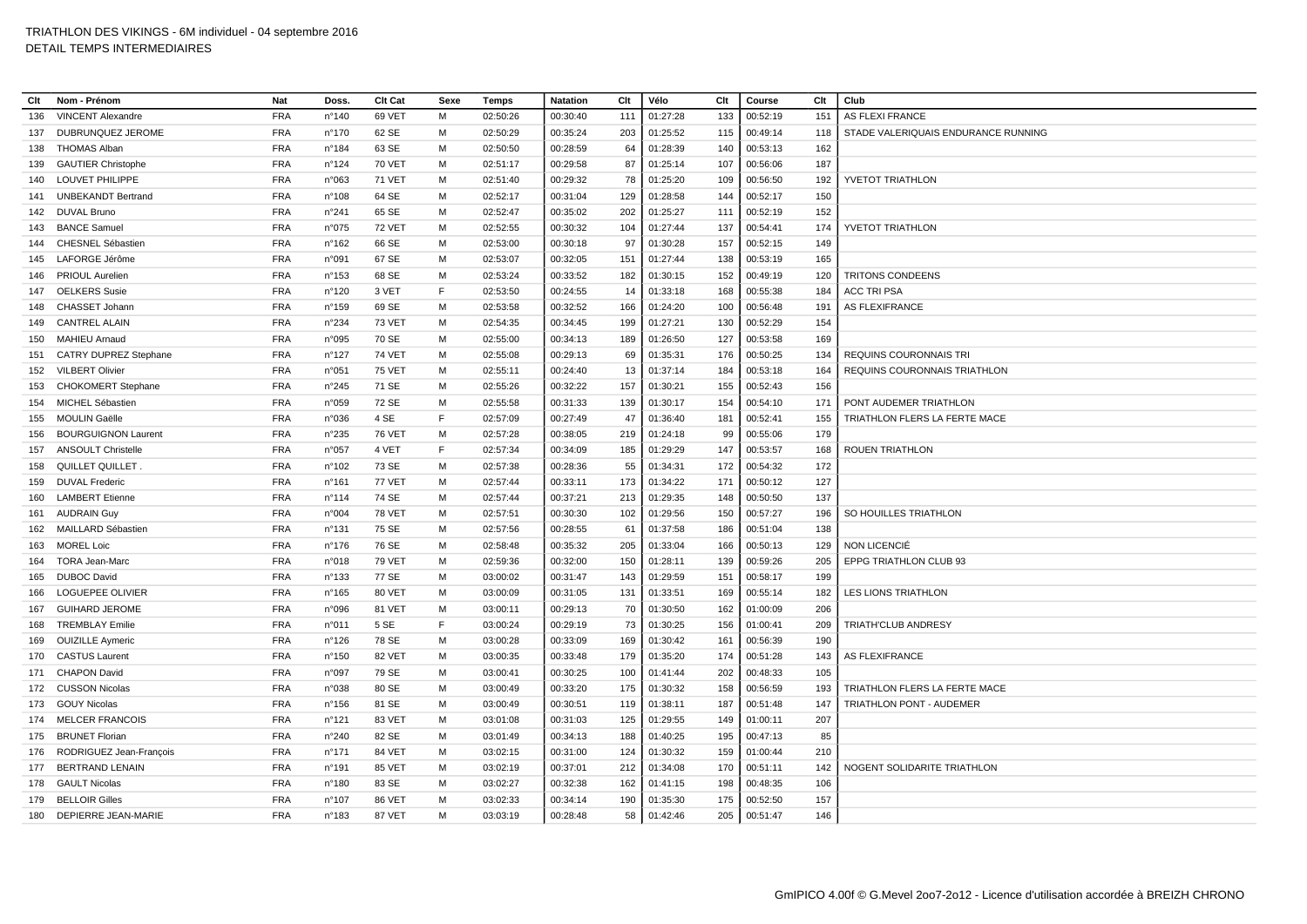TRIATHLON DES VIKINGS - 6M individuel - 04 septembre 2016
DETAIL TEMPS INTERMEDIAIRES

| Clt | Nom - Prénom | Nat | Doss. | Clt Cat | Sexe | Temps | Natation | Clt | Vélo | Clt | Course | Clt | Club |
|---|---|---|---|---|---|---|---|---|---|---|---|---|---|
| 136 | VINCENT Alexandre | FRA | n°140 | 69 VET | M | 02:50:26 | 00:30:40 | 111 | 01:27:28 | 133 | 00:52:19 | 151 | AS FLEXI FRANCE |
| 137 | DUBRUNQUEZ JEROME | FRA | n°170 | 62 SE | M | 02:50:29 | 00:35:24 | 203 | 01:25:52 | 115 | 00:49:14 | 118 | STADE VALERIQUAIS ENDURANCE RUNNING |
| 138 | THOMAS Alban | FRA | n°184 | 63 SE | M | 02:50:50 | 00:28:59 | 64 | 01:28:39 | 140 | 00:53:13 | 162 | |
| 139 | GAUTIER Christophe | FRA | n°124 | 70 VET | M | 02:51:17 | 00:29:58 | 87 | 01:25:14 | 107 | 00:56:06 | 187 | |
| 140 | LOUVET PHILIPPE | FRA | n°063 | 71 VET | M | 02:51:40 | 00:29:32 | 78 | 01:25:20 | 109 | 00:56:50 | 192 | YVETOT TRIATHLON |
| 141 | UNBEKANDT Bertrand | FRA | n°108 | 64 SE | M | 02:52:17 | 00:31:04 | 129 | 01:28:58 | 144 | 00:52:17 | 150 | |
| 142 | DUVAL Bruno | FRA | n°241 | 65 SE | M | 02:52:47 | 00:35:02 | 202 | 01:25:27 | 111 | 00:52:19 | 152 | |
| 143 | BANCE Samuel | FRA | n°075 | 72 VET | M | 02:52:55 | 00:30:32 | 104 | 01:27:44 | 137 | 00:54:41 | 174 | YVETOT TRIATHLON |
| 144 | CHESNEL Sébastien | FRA | n°162 | 66 SE | M | 02:53:00 | 00:30:18 | 97 | 01:30:28 | 157 | 00:52:15 | 149 | |
| 145 | LAFORGE Jérôme | FRA | n°091 | 67 SE | M | 02:53:07 | 00:32:05 | 151 | 01:27:44 | 138 | 00:53:19 | 165 | |
| 146 | PRIOUL Aurelien | FRA | n°153 | 68 SE | M | 02:53:24 | 00:33:52 | 182 | 01:30:15 | 152 | 00:49:19 | 120 | TRITONS CONDEENS |
| 147 | OELKERS Susie | FRA | n°120 | 3 VET | F | 02:53:50 | 00:24:55 | 14 | 01:33:18 | 168 | 00:55:38 | 184 | ACC TRI PSA |
| 148 | CHASSET Johann | FRA | n°159 | 69 SE | M | 02:53:58 | 00:32:52 | 166 | 01:24:20 | 100 | 00:56:48 | 191 | AS FLEXIFRANCE |
| 149 | CANTREL ALAIN | FRA | n°234 | 73 VET | M | 02:54:35 | 00:34:45 | 199 | 01:27:21 | 130 | 00:52:29 | 154 | |
| 150 | MAHIEU Arnaud | FRA | n°095 | 70 SE | M | 02:55:00 | 00:34:13 | 189 | 01:26:50 | 127 | 00:53:58 | 169 | |
| 151 | CATRY DUPREZ Stephane | FRA | n°127 | 74 VET | M | 02:55:08 | 00:29:13 | 69 | 01:35:31 | 176 | 00:50:25 | 134 | REQUINS COURONNAIS TRI |
| 152 | VILBERT Olivier | FRA | n°051 | 75 VET | M | 02:55:11 | 00:24:40 | 13 | 01:37:14 | 184 | 00:53:18 | 164 | REQUINS COURONNAIS TRIATHLON |
| 153 | CHOKOMERT Stephane | FRA | n°245 | 71 SE | M | 02:55:26 | 00:32:22 | 157 | 01:30:21 | 155 | 00:52:43 | 156 | |
| 154 | MICHEL Sébastien | FRA | n°059 | 72 SE | M | 02:55:58 | 00:31:33 | 139 | 01:30:17 | 154 | 00:54:10 | 171 | PONT AUDEMER TRIATHLON |
| 155 | MOULIN Gaëlle | FRA | n°036 | 4 SE | F | 02:57:09 | 00:27:49 | 47 | 01:36:40 | 181 | 00:52:41 | 155 | TRIATHLON FLERS LA FERTE MACE |
| 156 | BOURGUIGNON Laurent | FRA | n°235 | 76 VET | M | 02:57:28 | 00:38:05 | 219 | 01:24:18 | 99 | 00:55:06 | 179 | |
| 157 | ANSOULT Christelle | FRA | n°057 | 4 VET | F | 02:57:34 | 00:34:09 | 185 | 01:29:29 | 147 | 00:53:57 | 168 | ROUEN TRIATHLON |
| 158 | QUILLET QUILLET . | FRA | n°102 | 73 SE | M | 02:57:38 | 00:28:36 | 55 | 01:34:31 | 172 | 00:54:32 | 172 | |
| 159 | DUVAL Frederic | FRA | n°161 | 77 VET | M | 02:57:44 | 00:33:11 | 173 | 01:34:22 | 171 | 00:50:12 | 127 | |
| 160 | LAMBERT Etienne | FRA | n°114 | 74 SE | M | 02:57:44 | 00:37:21 | 213 | 01:29:35 | 148 | 00:50:50 | 137 | |
| 161 | AUDRAIN Guy | FRA | n°004 | 78 VET | M | 02:57:51 | 00:30:30 | 102 | 01:29:56 | 150 | 00:57:27 | 196 | SO HOUILLES TRIATHLON |
| 162 | MAILLARD Sébastien | FRA | n°131 | 75 SE | M | 02:57:56 | 00:28:55 | 61 | 01:37:58 | 186 | 00:51:04 | 138 | |
| 163 | MOREL Loic | FRA | n°176 | 76 SE | M | 02:58:48 | 00:35:32 | 205 | 01:33:04 | 166 | 00:50:13 | 129 | NON LICENCIÉ |
| 164 | TORA Jean-Marc | FRA | n°018 | 79 VET | M | 02:59:36 | 00:32:00 | 150 | 01:28:11 | 139 | 00:59:26 | 205 | EPPG TRIATHLON CLUB 93 |
| 165 | DUBOC David | FRA | n°133 | 77 SE | M | 03:00:02 | 00:31:47 | 143 | 01:29:59 | 151 | 00:58:17 | 199 | |
| 166 | LOGUEPEE OLIVIER | FRA | n°165 | 80 VET | M | 03:00:09 | 00:31:05 | 131 | 01:33:51 | 169 | 00:55:14 | 182 | LES LIONS TRIATHLON |
| 167 | GUIHARD JEROME | FRA | n°096 | 81 VET | M | 03:00:11 | 00:29:13 | 70 | 01:30:50 | 162 | 01:00:09 | 206 | |
| 168 | TREMBLAY Emilie | FRA | n°011 | 5 SE | F | 03:00:24 | 00:29:19 | 73 | 01:30:25 | 156 | 01:00:41 | 209 | TRIATH'CLUB ANDRESY |
| 169 | OUIZILLE Aymeric | FRA | n°126 | 78 SE | M | 03:00:28 | 00:33:09 | 169 | 01:30:42 | 161 | 00:56:39 | 190 | |
| 170 | CASTUS Laurent | FRA | n°150 | 82 VET | M | 03:00:35 | 00:33:48 | 179 | 01:35:20 | 174 | 00:51:28 | 143 | AS FLEXIFRANCE |
| 171 | CHAPON David | FRA | n°097 | 79 SE | M | 03:00:41 | 00:30:25 | 100 | 01:41:44 | 202 | 00:48:33 | 105 | |
| 172 | CUSSON Nicolas | FRA | n°038 | 80 SE | M | 03:00:49 | 00:33:20 | 175 | 01:30:32 | 158 | 00:56:59 | 193 | TRIATHLON FLERS LA FERTE MACE |
| 173 | GOUY Nicolas | FRA | n°156 | 81 SE | M | 03:00:49 | 00:30:51 | 119 | 01:38:11 | 187 | 00:51:48 | 147 | TRIATHLON PONT - AUDEMER |
| 174 | MELCER FRANCOIS | FRA | n°121 | 83 VET | M | 03:01:08 | 00:31:03 | 125 | 01:29:55 | 149 | 01:00:11 | 207 | |
| 175 | BRUNET Florian | FRA | n°240 | 82 SE | M | 03:01:49 | 00:34:13 | 188 | 01:40:25 | 195 | 00:47:13 | 85 | |
| 176 | RODRIGUEZ Jean-François | FRA | n°171 | 84 VET | M | 03:02:15 | 00:31:00 | 124 | 01:30:32 | 159 | 01:00:44 | 210 | |
| 177 | BERTRAND LENAIN | FRA | n°191 | 85 VET | M | 03:02:19 | 00:37:01 | 212 | 01:34:08 | 170 | 00:51:11 | 142 | NOGENT SOLIDARITE TRIATHLON |
| 178 | GAULT Nicolas | FRA | n°180 | 83 SE | M | 03:02:27 | 00:32:38 | 162 | 01:41:15 | 198 | 00:48:35 | 106 | |
| 179 | BELLOIR Gilles | FRA | n°107 | 86 VET | M | 03:02:33 | 00:34:14 | 190 | 01:35:30 | 175 | 00:52:50 | 157 | |
| 180 | DEPIERRE JEAN-MARIE | FRA | n°183 | 87 VET | M | 03:03:19 | 00:28:48 | 58 | 01:42:46 | 205 | 00:51:47 | 146 | |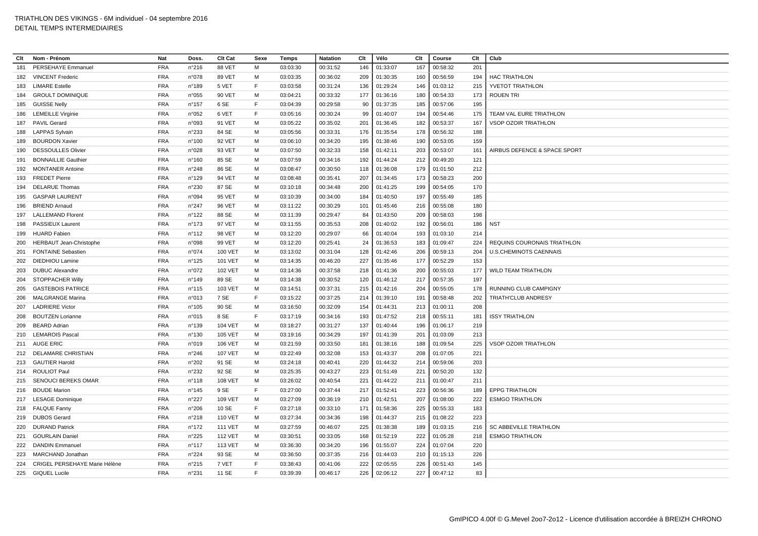# TRIATHLON DES VIKINGS - 6M individuel - 04 septembre 2016

DETAIL TEMPS INTERMEDIAIRES

| Clt | Nom - Prénom | Nat | Doss. | Clt Cat | Sexe | Temps | Natation | Clt | Vélo | Clt | Course | Clt | Club |
|---|---|---|---|---|---|---|---|---|---|---|---|---|---|
| 181 | PERSEHAYE Emmanuel | FRA | n°216 | 88 VET | M | 03:03:30 | 00:31:52 | 146 | 01:33:07 | 167 | 00:58:32 | 201 | |
| 182 | VINCENT Frederic | FRA | n°078 | 89 VET | M | 03:03:35 | 00:36:02 | 209 | 01:30:35 | 160 | 00:56:59 | 194 | HAC TRIATHLON |
| 183 | LIMARE Estelle | FRA | n°189 | 5 VET | F | 03:03:58 | 00:31:24 | 136 | 01:29:24 | 146 | 01:03:12 | 215 | YVETOT TRIATHLON |
| 184 | GROULT DOMINIQUE | FRA | n°055 | 90 VET | M | 03:04:21 | 00:33:32 | 177 | 01:36:16 | 180 | 00:54:33 | 173 | ROUEN TRI |
| 185 | GUISSE Nelly | FRA | n°157 | 6 SE | F | 03:04:39 | 00:29:58 | 90 | 01:37:35 | 185 | 00:57:06 | 195 | |
| 186 | LEMEILLE Virginie | FRA | n°052 | 6 VET | F | 03:05:16 | 00:30:24 | 99 | 01:40:07 | 194 | 00:54:46 | 175 | TEAM VAL EURE TRIATHLON |
| 187 | PAVIL Gerard | FRA | n°093 | 91 VET | M | 03:05:22 | 00:35:02 | 201 | 01:36:45 | 182 | 00:53:37 | 167 | VSOP OZOIR TRIATHLON |
| 188 | LAPPAS Sylvain | FRA | n°233 | 84 SE | M | 03:05:56 | 00:33:31 | 176 | 01:35:54 | 178 | 00:56:32 | 188 | |
| 189 | BOURDON Xavier | FRA | n°100 | 92 VET | M | 03:06:10 | 00:34:20 | 195 | 01:38:46 | 190 | 00:53:05 | 159 | |
| 190 | DESSOULLES Olivier | FRA | n°028 | 93 VET | M | 03:07:50 | 00:32:33 | 158 | 01:42:11 | 203 | 00:53:07 | 161 | AIRBUS DEFENCE & SPACE SPORT |
| 191 | BONNAILLIE Gauthier | FRA | n°160 | 85 SE | M | 03:07:59 | 00:34:16 | 192 | 01:44:24 | 212 | 00:49:20 | 121 | |
| 192 | MONTANER Antoine | FRA | n°248 | 86 SE | M | 03:08:47 | 00:30:50 | 118 | 01:36:08 | 179 | 01:01:50 | 212 | |
| 193 | FREDET Pierre | FRA | n°129 | 94 VET | M | 03:08:48 | 00:35:41 | 207 | 01:34:45 | 173 | 00:58:23 | 200 | |
| 194 | DELARUE Thomas | FRA | n°230 | 87 SE | M | 03:10:18 | 00:34:48 | 200 | 01:41:25 | 199 | 00:54:05 | 170 | |
| 195 | GASPAR LAURENT | FRA | n°094 | 95 VET | M | 03:10:39 | 00:34:00 | 184 | 01:40:50 | 197 | 00:55:49 | 185 | |
| 196 | BRIEND Arnaud | FRA | n°247 | 96 VET | M | 03:11:22 | 00:30:29 | 101 | 01:45:46 | 216 | 00:55:08 | 180 | |
| 197 | LALLEMAND Florent | FRA | n°122 | 88 SE | M | 03:11:39 | 00:29:47 | 84 | 01:43:50 | 209 | 00:58:03 | 198 | |
| 198 | PASSIEUX Laurent | FRA | n°173 | 97 VET | M | 03:11:55 | 00:35:53 | 208 | 01:40:02 | 192 | 00:56:01 | 186 | NST |
| 199 | HUARD Fabien | FRA | n°112 | 98 VET | M | 03:12:20 | 00:29:07 | 66 | 01:40:04 | 193 | 01:03:10 | 214 | |
| 200 | HERBAUT Jean-Christophe | FRA | n°098 | 99 VET | M | 03:12:20 | 00:25:41 | 24 | 01:36:53 | 183 | 01:09:47 | 224 | REQUINS COURONAIS TRIATHLON |
| 201 | FONTAINE Sebastien | FRA | n°074 | 100 VET | M | 03:13:02 | 00:31:04 | 128 | 01:42:46 | 206 | 00:59:13 | 204 | U.S.CHEMINOTS CAENNAIS |
| 202 | DIEDHIOU Lamine | FRA | n°125 | 101 VET | M | 03:14:35 | 00:46:20 | 227 | 01:35:46 | 177 | 00:52:29 | 153 | |
| 203 | DUBUC Alexandre | FRA | n°072 | 102 VET | M | 03:14:36 | 00:37:58 | 218 | 01:41:36 | 200 | 00:55:03 | 177 | WILD TEAM TRIATHLON |
| 204 | STOPPACHER Willy | FRA | n°149 | 89 SE | M | 03:14:38 | 00:30:52 | 120 | 01:46:12 | 217 | 00:57:35 | 197 | |
| 205 | GASTEBOIS PATRICE | FRA | n°115 | 103 VET | M | 03:14:51 | 00:37:31 | 215 | 01:42:16 | 204 | 00:55:05 | 178 | RUNNING CLUB CAMPIGNY |
| 206 | MALGRANGE Marina | FRA | n°013 | 7 SE | F | 03:15:22 | 00:37:25 | 214 | 01:39:10 | 191 | 00:58:48 | 202 | TRIATH'CLUB ANDRESY |
| 207 | LADRIERE Victor | FRA | n°105 | 90 SE | M | 03:16:50 | 00:32:09 | 154 | 01:44:31 | 213 | 01:00:11 | 208 | |
| 208 | BOUTZEN Lorianne | FRA | n°015 | 8 SE | F | 03:17:19 | 00:34:16 | 193 | 01:47:52 | 218 | 00:55:11 | 181 | ISSY TRIATHLON |
| 209 | BEARD Adrian | FRA | n°139 | 104 VET | M | 03:18:27 | 00:31:27 | 137 | 01:40:44 | 196 | 01:06:17 | 219 | |
| 210 | LEMAROIS Pascal | FRA | n°130 | 105 VET | M | 03:19:16 | 00:34:29 | 197 | 01:41:39 | 201 | 01:03:09 | 213 | |
| 211 | AUGE ERIC | FRA | n°019 | 106 VET | M | 03:21:59 | 00:33:50 | 181 | 01:38:16 | 188 | 01:09:54 | 225 | VSOP OZOIR TRIATHLON |
| 212 | DELAMARE CHRISTIAN | FRA | n°246 | 107 VET | M | 03:22:49 | 00:32:08 | 153 | 01:43:37 | 208 | 01:07:05 | 221 | |
| 213 | GAUTIER Harold | FRA | n°202 | 91 SE | M | 03:24:18 | 00:40:41 | 220 | 01:44:32 | 214 | 00:59:06 | 203 | |
| 214 | ROULIOT Paul | FRA | n°232 | 92 SE | M | 03:25:35 | 00:43:27 | 223 | 01:51:49 | 221 | 00:50:20 | 132 | |
| 215 | SENOUCI BEREKS OMAR | FRA | n°118 | 108 VET | M | 03:26:02 | 00:40:54 | 221 | 01:44:22 | 211 | 01:00:47 | 211 | |
| 216 | BOUDE Marion | FRA | n°145 | 9 SE | F | 03:27:00 | 00:37:44 | 217 | 01:52:41 | 223 | 00:56:36 | 189 | EPPG TRIATHLON |
| 217 | LESAGE Dominique | FRA | n°227 | 109 VET | M | 03:27:09 | 00:36:19 | 210 | 01:42:51 | 207 | 01:08:00 | 222 | ESMGO TRIATHLON |
| 218 | FALQUE Fanny | FRA | n°206 | 10 SE | F | 03:27:18 | 00:33:10 | 171 | 01:58:36 | 225 | 00:55:33 | 183 | |
| 219 | DUBOS Gerard | FRA | n°218 | 110 VET | M | 03:27:34 | 00:34:36 | 198 | 01:44:37 | 215 | 01:08:22 | 223 | |
| 220 | DURAND Patrick | FRA | n°172 | 111 VET | M | 03:27:59 | 00:46:07 | 225 | 01:38:38 | 189 | 01:03:15 | 216 | SC ABBEVILLE TRIATHLON |
| 221 | GOURLAIN Daniel | FRA | n°225 | 112 VET | M | 03:30:51 | 00:33:05 | 168 | 01:52:19 | 222 | 01:05:28 | 218 | ESMGO TRIATHLON |
| 222 | DANDIN Emmanuel | FRA | n°117 | 113 VET | M | 03:36:30 | 00:34:20 | 196 | 01:55:07 | 224 | 01:07:04 | 220 | |
| 223 | MARCHAND Jonathan | FRA | n°224 | 93 SE | M | 03:36:50 | 00:37:35 | 216 | 01:44:03 | 210 | 01:15:13 | 226 | |
| 224 | CRIGEL PERSEHAYE Marie Hélène | FRA | n°215 | 7 VET | F | 03:38:43 | 00:41:06 | 222 | 02:05:55 | 226 | 00:51:43 | 145 | |
| 225 | GIQUEL Lucile | FRA | n°231 | 11 SE | F | 03:39:39 | 00:46:17 | 226 | 02:06:12 | 227 | 00:47:12 | 83 | |

GmIPICO 4.00f © G.Mevel 2oo7-2o12 - Licence d'utilisation accordée à BREIZH CHRONO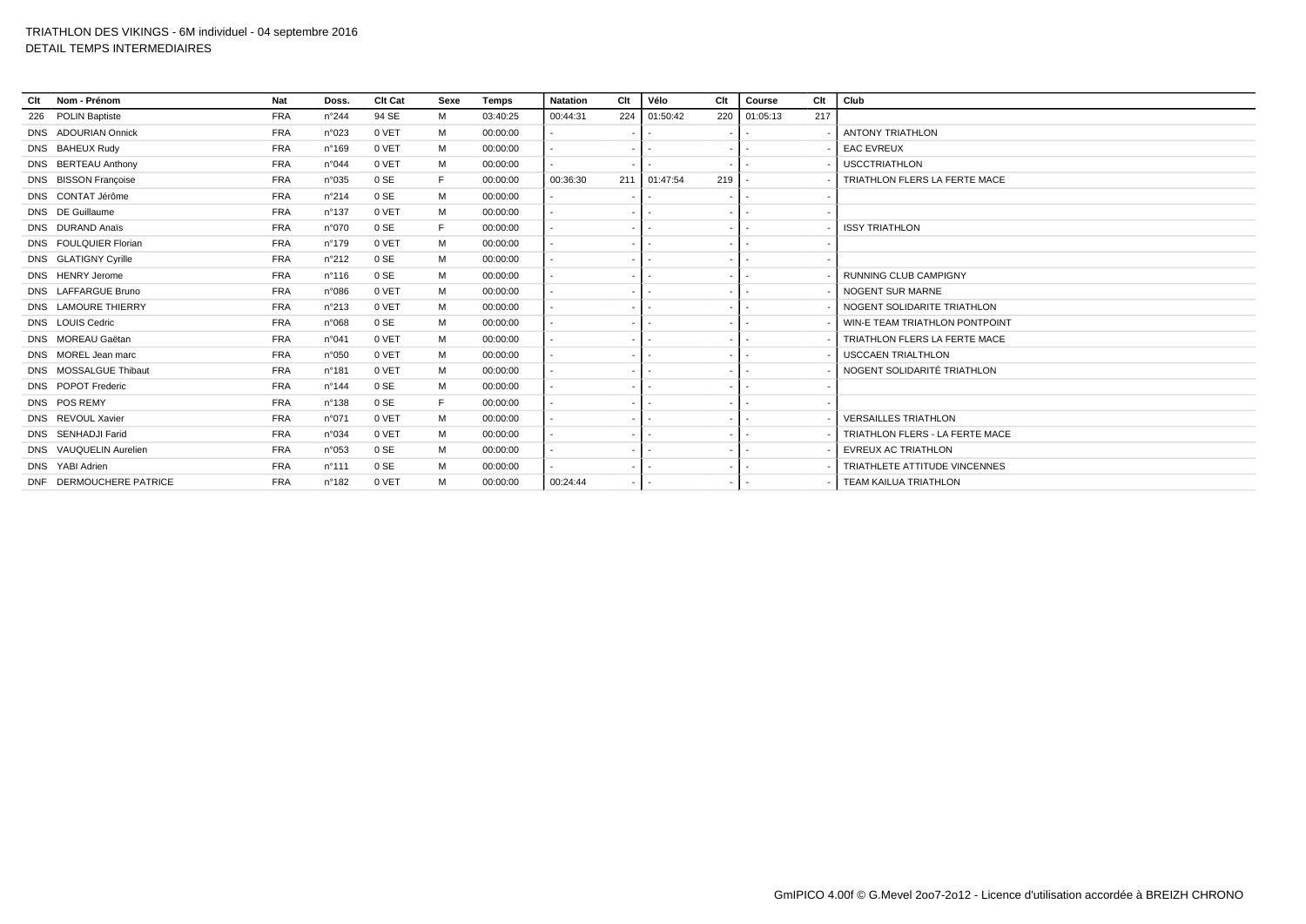TRIATHLON DES VIKINGS - 6M individuel - 04 septembre 2016
DETAIL TEMPS INTERMEDIAIRES

| Clt | Nom - Prénom | Nat | Doss. | Clt Cat | Sexe | Temps | Natation | Clt | Vélo | Clt | Course | Clt | Club |
|---|---|---|---|---|---|---|---|---|---|---|---|---|---|
| 226 | POLIN Baptiste | FRA | n°244 | 94 SE | M | 03:40:25 | 00:44:31 | 224 | 01:50:42 | 220 | 01:05:13 | 217 | |
| DNS | ADOURIAN Onnick | FRA | n°023 | 0 VET | M | 00:00:00 | - | - | - | - | - | - | ANTONY TRIATHLON |
| DNS | BAHEUX Rudy | FRA | n°169 | 0 VET | M | 00:00:00 | - | - | - | - | - | - | EAC EVREUX |
| DNS | BERTEAU Anthony | FRA | n°044 | 0 VET | M | 00:00:00 | - | - | - | - | - | - | USCCTRIATHLON |
| DNS | BISSON Françoise | FRA | n°035 | 0 SE | F | 00:00:00 | 00:36:30 | 211 | 01:47:54 | 219 | - | - | TRIATHLON FLERS LA FERTE MACE |
| DNS | CONTAT Jérôme | FRA | n°214 | 0 SE | M | 00:00:00 | - | - | - | - | - | - | |
| DNS | DE Guillaume | FRA | n°137 | 0 VET | M | 00:00:00 | - | - | - | - | - | - | |
| DNS | DURAND Anaïs | FRA | n°070 | 0 SE | F | 00:00:00 | - | - | - | - | - | - | ISSY TRIATHLON |
| DNS | FOULQUIER Florian | FRA | n°179 | 0 VET | M | 00:00:00 | - | - | - | - | - | - | |
| DNS | GLATIGNY Cyrille | FRA | n°212 | 0 SE | M | 00:00:00 | - | - | - | - | - | - | |
| DNS | HENRY Jerome | FRA | n°116 | 0 SE | M | 00:00:00 | - | - | - | - | - | - | RUNNING CLUB CAMPIGNY |
| DNS | LAFFARGUE Bruno | FRA | n°086 | 0 VET | M | 00:00:00 | - | - | - | - | - | - | NOGENT SUR MARNE |
| DNS | LAMOURE THIERRY | FRA | n°213 | 0 VET | M | 00:00:00 | - | - | - | - | - | - | NOGENT SOLIDARITE TRIATHLON |
| DNS | LOUIS Cedric | FRA | n°068 | 0 SE | M | 00:00:00 | - | - | - | - | - | - | WIN-E TEAM TRIATHLON PONTPOINT |
| DNS | MOREAU Gaëtan | FRA | n°041 | 0 VET | M | 00:00:00 | - | - | - | - | - | - | TRIATHLON FLERS LA FERTE MACE |
| DNS | MOREL Jean marc | FRA | n°050 | 0 VET | M | 00:00:00 | - | - | - | - | - | - | USCCAEN TRIALTHLON |
| DNS | MOSSALGUE Thibaut | FRA | n°181 | 0 VET | M | 00:00:00 | - | - | - | - | - | - | NOGENT SOLIDARITÉ TRIATHLON |
| DNS | POPOT Frederic | FRA | n°144 | 0 SE | M | 00:00:00 | - | - | - | - | - | - | |
| DNS | POS REMY | FRA | n°138 | 0 SE | F | 00:00:00 | - | - | - | - | - | - | |
| DNS | REVOUL Xavier | FRA | n°071 | 0 VET | M | 00:00:00 | - | - | - | - | - | - | VERSAILLES TRIATHLON |
| DNS | SENHADJI Farid | FRA | n°034 | 0 VET | M | 00:00:00 | - | - | - | - | - | - | TRIATHLON FLERS - LA FERTE MACE |
| DNS | VAUQUELIN Aurelien | FRA | n°053 | 0 SE | M | 00:00:00 | - | - | - | - | - | - | EVREUX AC TRIATHLON |
| DNS | YABI Adrien | FRA | n°111 | 0 SE | M | 00:00:00 | - | - | - | - | - | - | TRIATHLETE ATTITUDE VINCENNES |
| DNF | DERMOUCHERE PATRICE | FRA | n°182 | 0 VET | M | 00:00:00 | 00:24:44 | - | - | - | - | - | TEAM KAILUA TRIATHLON |

GmIPICO 4.00f © G.Mevel 2oo7-2o12 - Licence d'utilisation accordée à BREIZH CHRONO